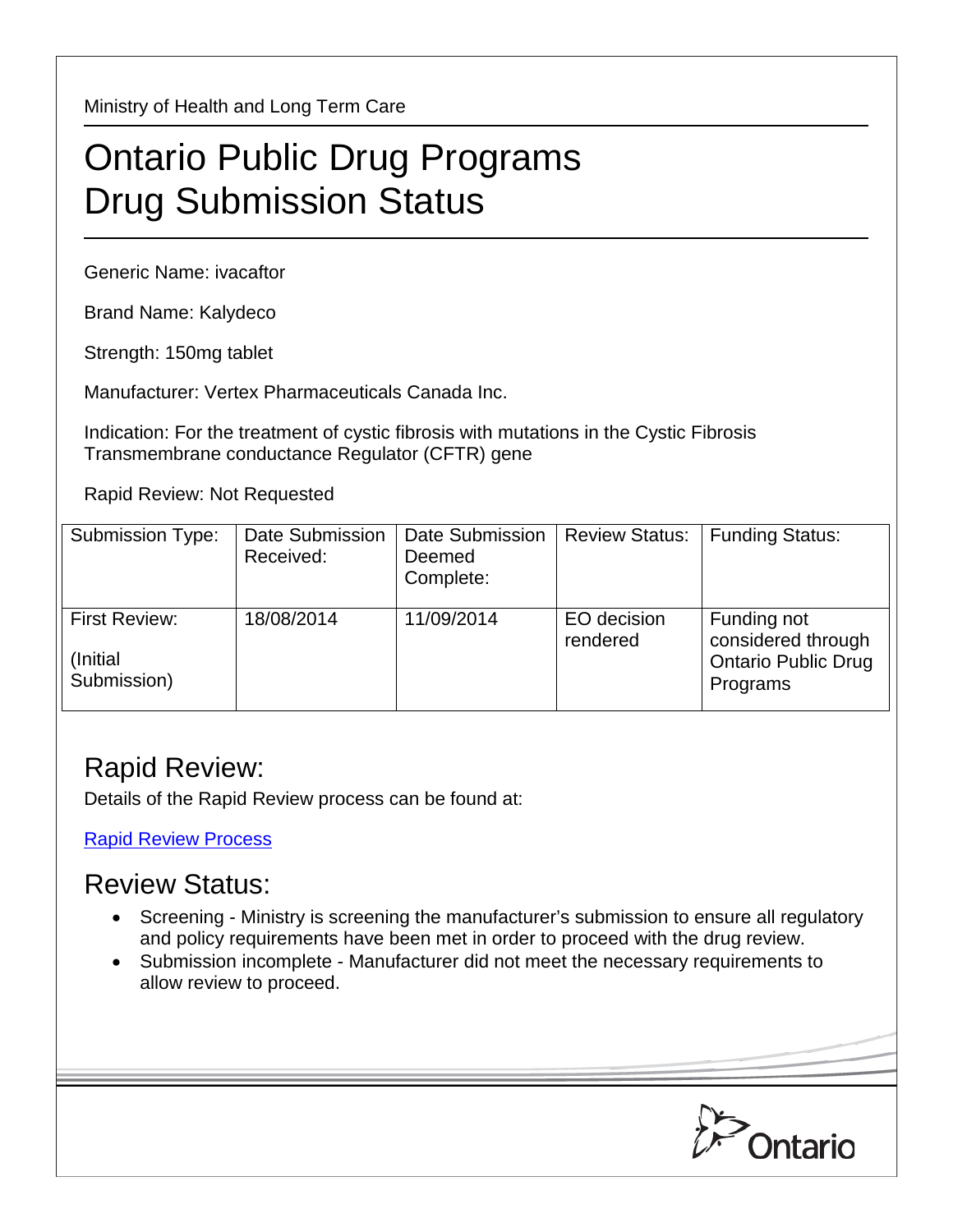Ministry of Health and Long Term Care

# Ontario Public Drug Programs Drug Submission Status

Generic Name: ivacaftor

Brand Name: Kalydeco

Strength: 150mg tablet

Manufacturer: Vertex Pharmaceuticals Canada Inc.

Indication: For the treatment of cystic fibrosis with mutations in the Cystic Fibrosis Transmembrane conductance Regulator (CFTR) gene

Rapid Review: Not Requested

| Submission Type: | Date Submission Received: | Date Submission Deemed Complete: | Review Status: | Funding Status: |
|---|---|---|---|---|
| First Review: (Initial Submission) | 18/08/2014 | 11/09/2014 | EO decision rendered | Funding not considered through Ontario Public Drug Programs |

## Rapid Review:

Details of the Rapid Review process can be found at:

Rapid Review Process

## Review Status:

- Screening - Ministry is screening the manufacturer's submission to ensure all regulatory and policy requirements have been met in order to proceed with the drug review.
- Submission incomplete - Manufacturer did not meet the necessary requirements to allow review to proceed.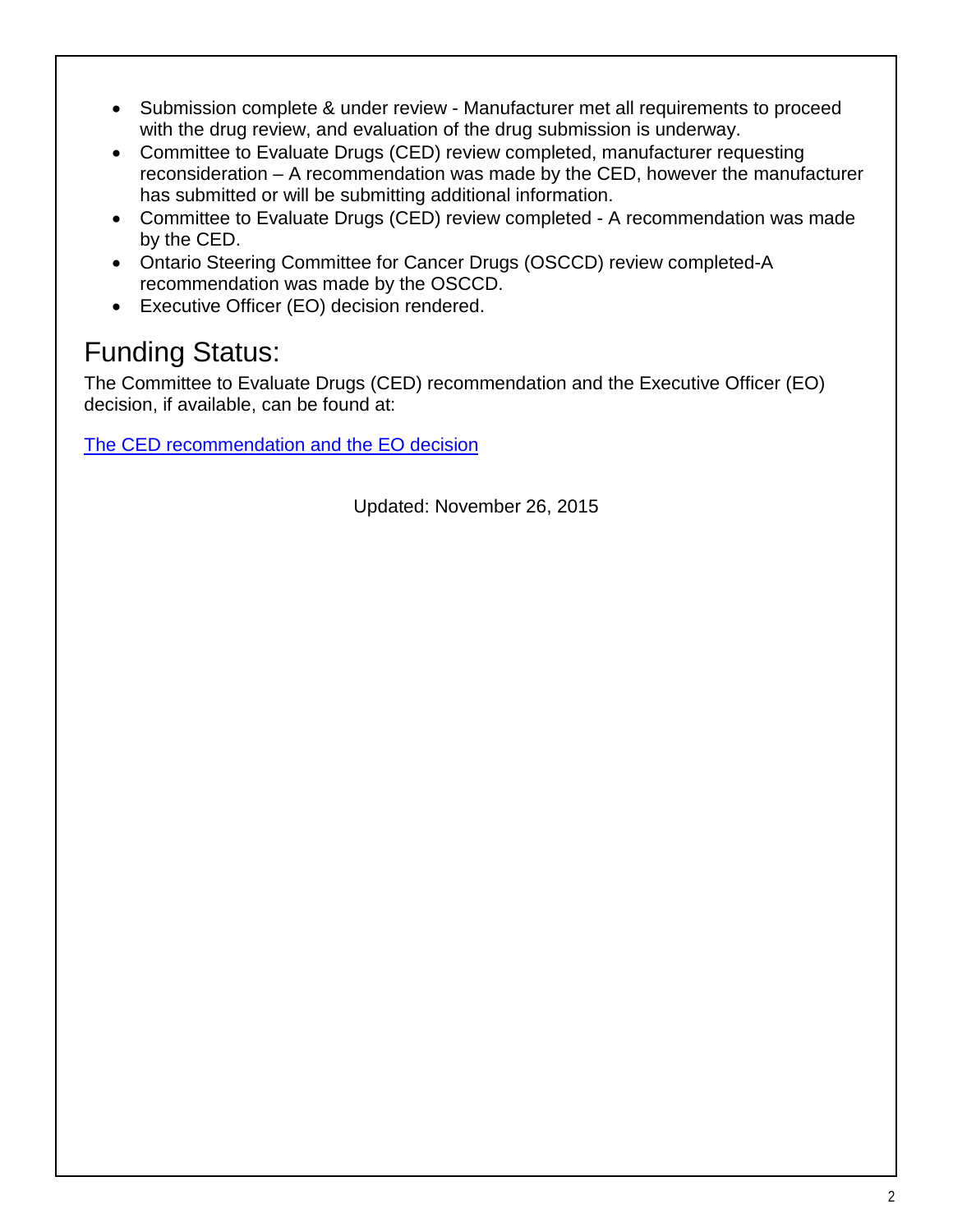- Submission complete & under review - Manufacturer met all requirements to proceed with the drug review, and evaluation of the drug submission is underway.
- Committee to Evaluate Drugs (CED) review completed, manufacturer requesting reconsideration – A recommendation was made by the CED, however the manufacturer has submitted or will be submitting additional information.
- Committee to Evaluate Drugs (CED) review completed - A recommendation was made by the CED.
- Ontario Steering Committee for Cancer Drugs (OSCCD) review completed-A recommendation was made by the OSCCD.
- Executive Officer (EO) decision rendered.

## Funding Status:

The Committee to Evaluate Drugs (CED) recommendation and the Executive Officer (EO) decision, if available, can be found at:

[The CED recommendation and the EO decision]

Updated: November 26, 2015